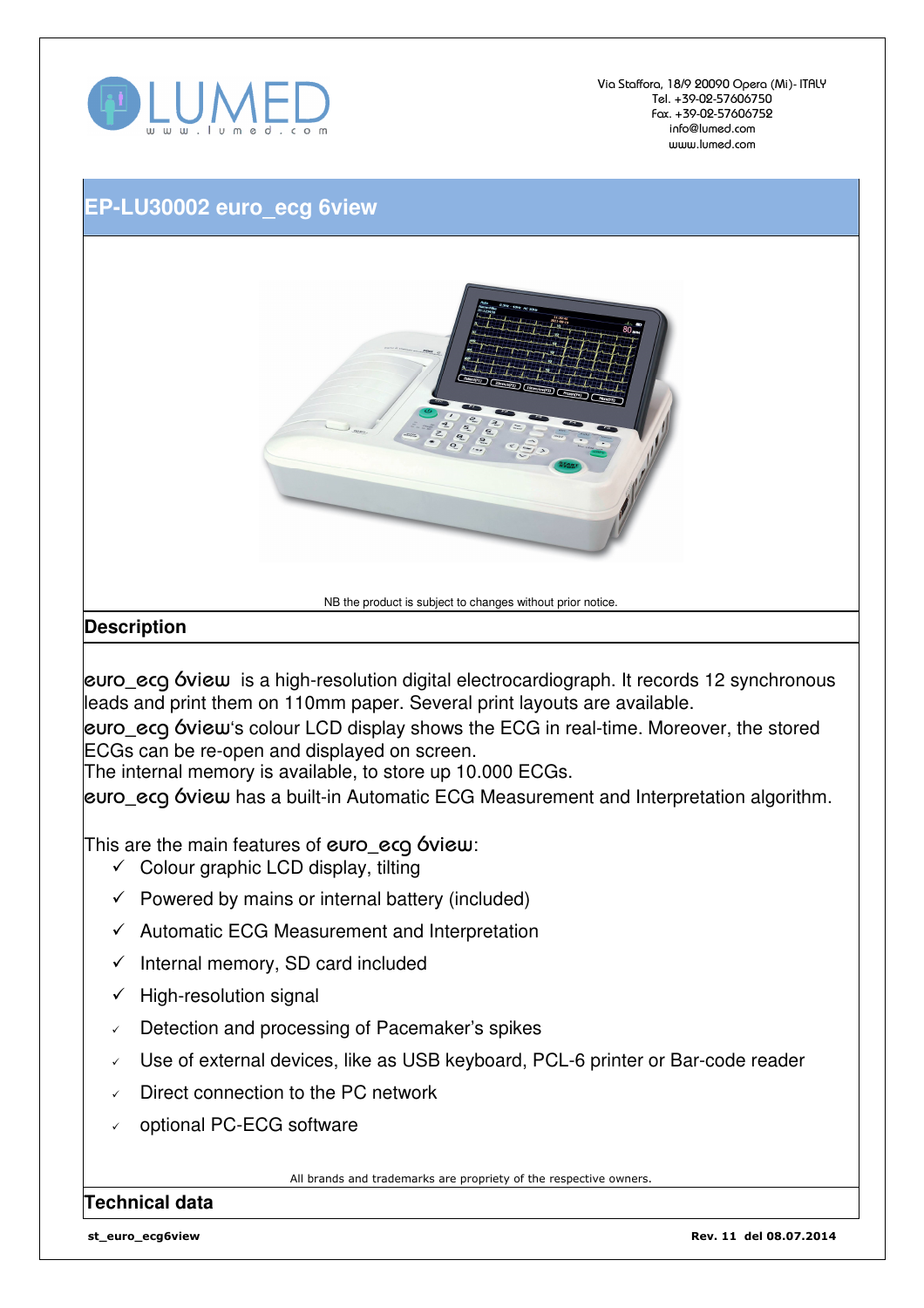LUMED
www.lumed.com

Via Staffora, 18/9 20090 Opera (Mi)- ITALY
Tel. +39-02-57606750
Fax. +39-02-57606752
info@lumed.com
www.lumed.com

# EP-LU30002 euro_ecg 6view

NB the product is subject to changes without prior notice.

## Description

euro_ecg 6view is a high-resolution digital electrocardiograph. It records 12 synchronous leads and print them on 110mm paper. Several print layouts are available.
euro_ecg 6view's colour LCD display shows the ECG in real-time. Moreover, the stored ECGs can be re-open and displayed on screen.
The internal memory is available, to store up 10.000 ECGs.
euro_ecg 6view has a built-in Automatic ECG Measurement and Interpretation algorithm.

This are the main features of euro_ecg 6view:

- ✓ Colour graphic LCD display, tilting
- ✓ Powered by mains or internal battery (included)
- ✓ Automatic ECG Measurement and Interpretation
- ✓ Internal memory, SD card included
- ✓ High-resolution signal
- ✓ Detection and processing of Pacemaker's spikes
- ✓ Use of external devices, like as USB keyboard, PCL-6 printer or Bar-code reader
- ✓ Direct connection to the PC network
- ✓ optional PC-ECG software

All brands and trademarks are propriety of the respective owners.

## Technical data

st_euro_ecg6view Rev. 11 del 08.07.2014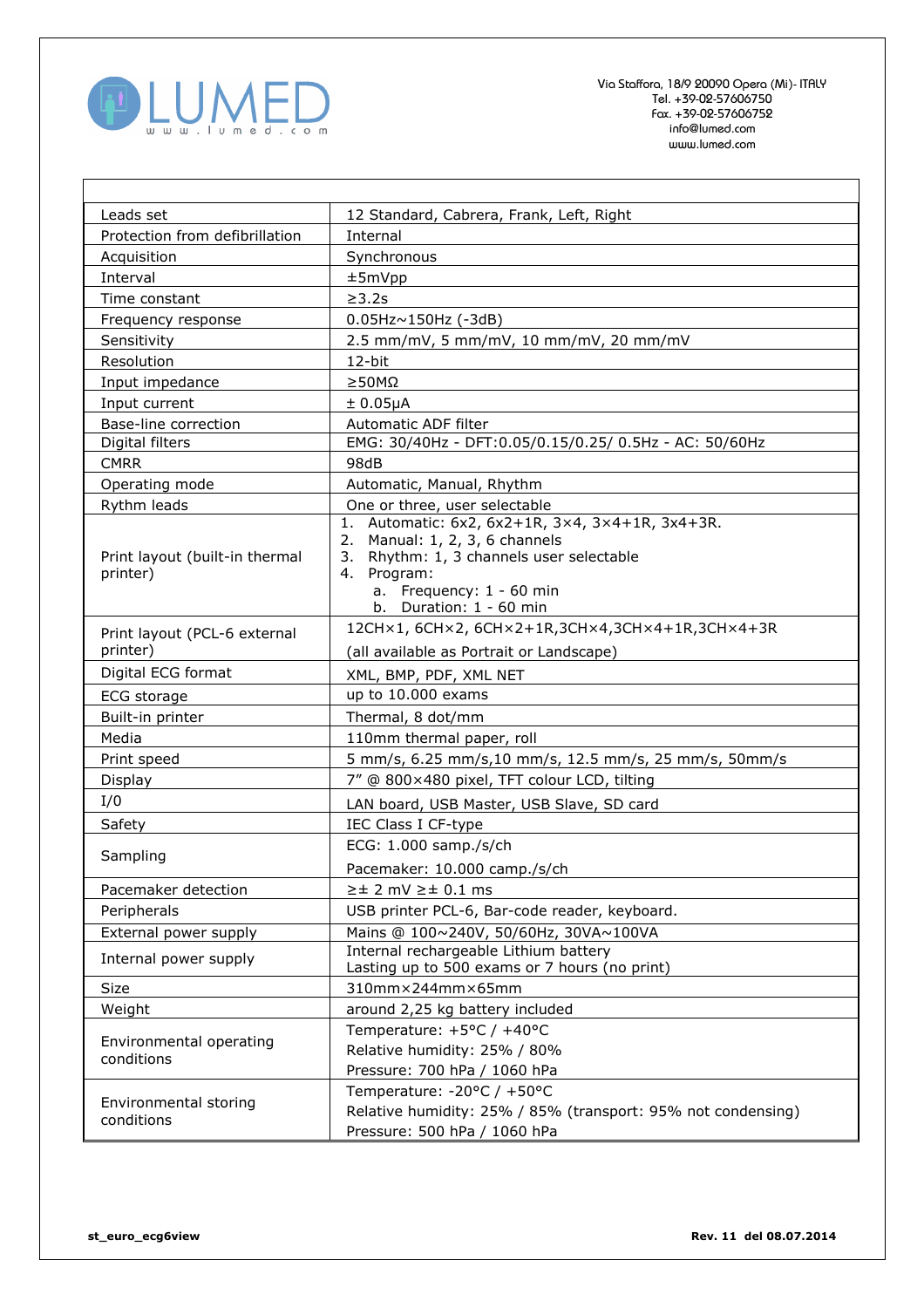Via Staffora, 18/9 20090 Opera (Mi)- ITALY
Tel. +39-02-57606750
Fax. +39-02-57606752
info@lumed.com
www.lumed.com

| | |
|---|---|
| Leads set | 12 Standard, Cabrera, Frank, Left, Right |
| Protection from defibrillation | Internal |
| Acquisition | Synchronous |
| Interval | ±5mVpp |
| Time constant | ≥3.2s |
| Frequency response | 0.05Hz~150Hz (-3dB) |
| Sensitivity | 2.5 mm/mV, 5 mm/mV, 10 mm/mV, 20 mm/mV |
| Resolution | 12-bit |
| Input impedance | ≥50MΩ |
| Input current | ± 0.05μA |
| Base-line correction | Automatic ADF filter |
| Digital filters | EMG: 30/40Hz - DFT:0.05/0.15/0.25/ 0.5Hz - AC: 50/60Hz |
| CMRR | 98dB |
| Operating mode | Automatic, Manual, Rhythm |
| Rythm leads | One or three, user selectable |
| Print layout (built-in thermal printer) | 1. Automatic: 6x2, 6x2+1R, 3×4, 3×4+1R, 3x4+3R.<br>2. Manual: 1, 2, 3, 6 channels<br>3. Rhythm: 1, 3 channels user selectable<br>4. Program:<br>a. Frequency: 1 - 60 min<br>b. Duration: 1 - 60 min |
| Print layout (PCL-6 external printer) | 12CH×1, 6CH×2, 6CH×2+1R,3CH×4,3CH×4+1R,3CH×4+3R<br>(all available as Portrait or Landscape) |
| Digital ECG format | XML, BMP, PDF, XML NET |
| ECG storage | up to 10.000 exams |
| Built-in printer | Thermal, 8 dot/mm |
| Media | 110mm thermal paper, roll |
| Print speed | 5 mm/s, 6.25 mm/s,10 mm/s, 12.5 mm/s, 25 mm/s, 50mm/s |
| Display | 7" @ 800×480 pixel, TFT colour LCD, tilting |
| I/0 | LAN board, USB Master, USB Slave, SD card |
| Safety | IEC Class I CF-type |
| Sampling | ECG: 1.000 samp./s/ch<br>Pacemaker: 10.000 camp./s/ch |
| Pacemaker detection | ≥± 2 mV ≥± 0.1 ms |
| Peripherals | USB printer PCL-6, Bar-code reader, keyboard. |
| External power supply | Mains @ 100~240V, 50/60Hz, 30VA~100VA |
| Internal power supply | Internal rechargeable Lithium battery<br>Lasting up to 500 exams or 7 hours (no print) |
| Size | 310mm×244mm×65mm |
| Weight | around 2,25 kg battery included |
| Environmental operating conditions | Temperature: +5°C / +40°C<br>Relative humidity: 25% / 80%<br>Pressure: 700 hPa / 1060 hPa |
| Environmental storing conditions | Temperature: -20°C / +50°C<br>Relative humidity: 25% / 85% (transport: 95% not condensing)<br>Pressure: 500 hPa / 1060 hPa |

**st_euro_ecg6view** **Rev. 11 del 08.07.2014**